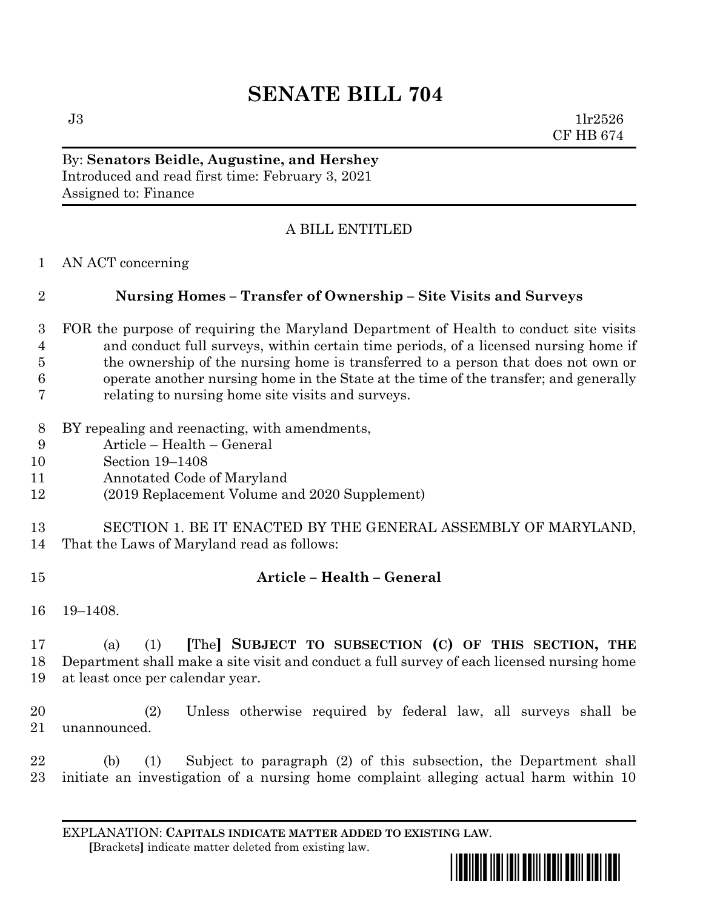# SENATE BILL 704

J3 1lr2526
CF HB 674

By: **Senators Beidle, Augustine, and Hershey**
Introduced and read first time: February 3, 2021
Assigned to: Finance

A BILL ENTITLED

1 AN ACT concerning

2 **Nursing Homes – Transfer of Ownership – Site Visits and Surveys**

3 FOR the purpose of requiring the Maryland Department of Health to conduct site visits
4 and conduct full surveys, within certain time periods, of a licensed nursing home if
5 the ownership of the nursing home is transferred to a person that does not own or
6 operate another nursing home in the State at the time of the transfer; and generally
7 relating to nursing home site visits and surveys.

8 BY repealing and reenacting, with amendments,
9 Article – Health – General
10 Section 19–1408
11 Annotated Code of Maryland
12 (2019 Replacement Volume and 2020 Supplement)

13 SECTION 1. BE IT ENACTED BY THE GENERAL ASSEMBLY OF MARYLAND,
14 That the Laws of Maryland read as follows:

15 **Article – Health – General**

16 19–1408.

17 (a) (1) **[**The**]** **SUBJECT TO SUBSECTION (C) OF THIS SECTION, THE**
18 Department shall make a site visit and conduct a full survey of each licensed nursing home
19 at least once per calendar year.

20 (2) Unless otherwise required by federal law, all surveys shall be
21 unannounced.

22 (b) (1) Subject to paragraph (2) of this subsection, the Department shall
23 initiate an investigation of a nursing home complaint alleging actual harm within 10

EXPLANATION: **CAPITALS INDICATE MATTER ADDED TO EXISTING LAW.**
**[**Brackets**]** indicate matter deleted from existing law.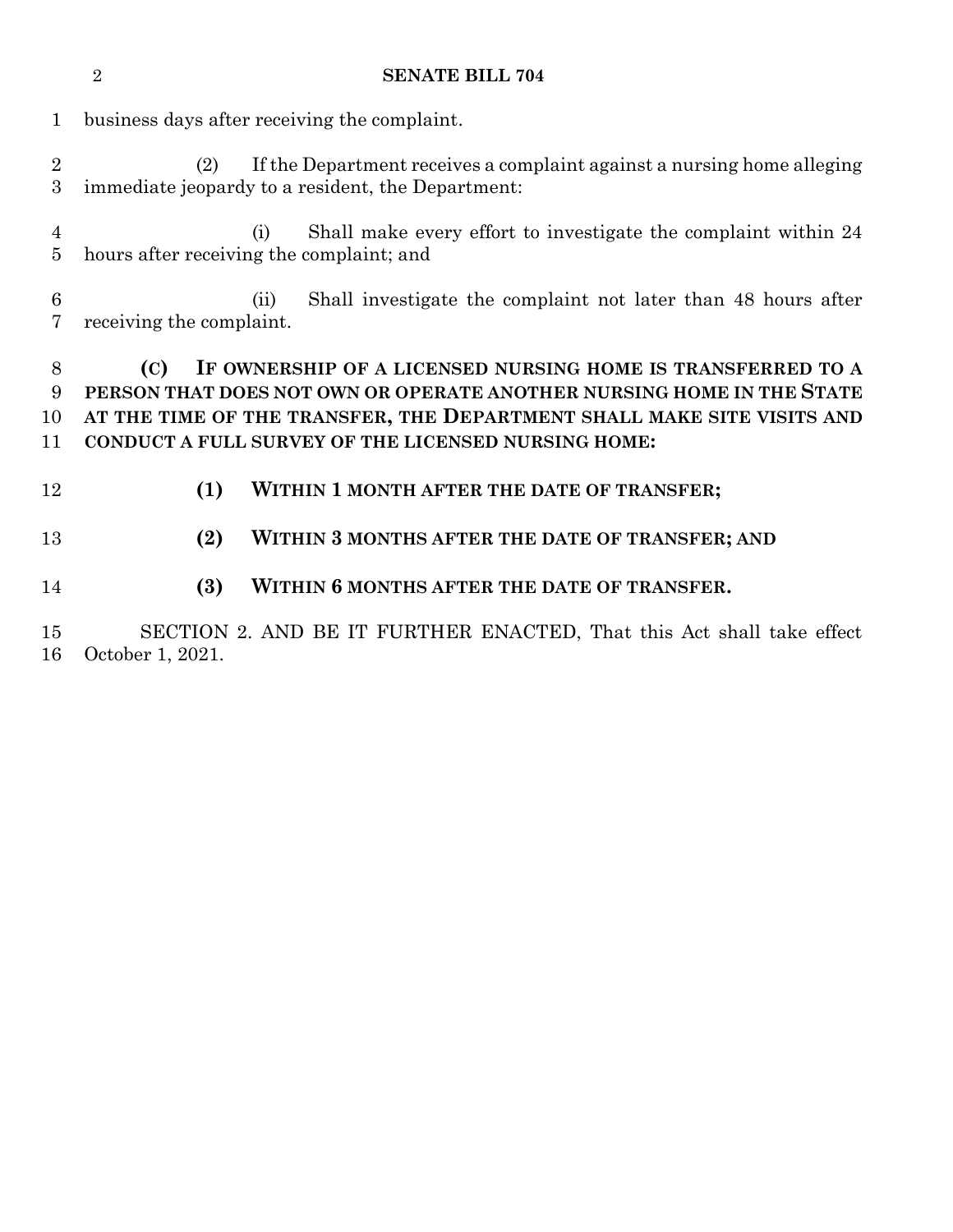business days after receiving the complaint.

(2) If the Department receives a complaint against a nursing home alleging immediate jeopardy to a resident, the Department:

(i) Shall make every effort to investigate the complaint within 24 hours after receiving the complaint; and

(ii) Shall investigate the complaint not later than 48 hours after receiving the complaint.

**(C) IF OWNERSHIP OF A LICENSED NURSING HOME IS TRANSFERRED TO A PERSON THAT DOES NOT OWN OR OPERATE ANOTHER NURSING HOME IN THE STATE AT THE TIME OF THE TRANSFER, THE DEPARTMENT SHALL MAKE SITE VISITS AND CONDUCT A FULL SURVEY OF THE LICENSED NURSING HOME:**

**(1) WITHIN 1 MONTH AFTER THE DATE OF TRANSFER;**

**(2) WITHIN 3 MONTHS AFTER THE DATE OF TRANSFER; AND**

**(3) WITHIN 6 MONTHS AFTER THE DATE OF TRANSFER.**

SECTION 2. AND BE IT FURTHER ENACTED, That this Act shall take effect October 1, 2021.